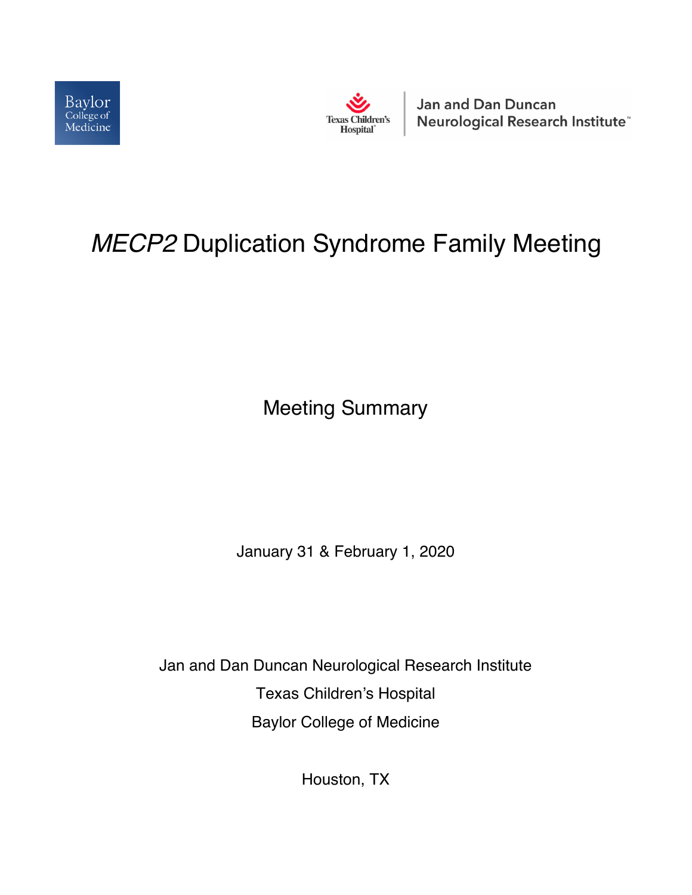# *MECP2* Duplication Syndrome Family Meeting

Meeting Summary

January 31 & February 1, 2020

Jan and Dan Duncan Neurological Research Institute

Texas Children's Hospital

Baylor College of Medicine

Houston, TX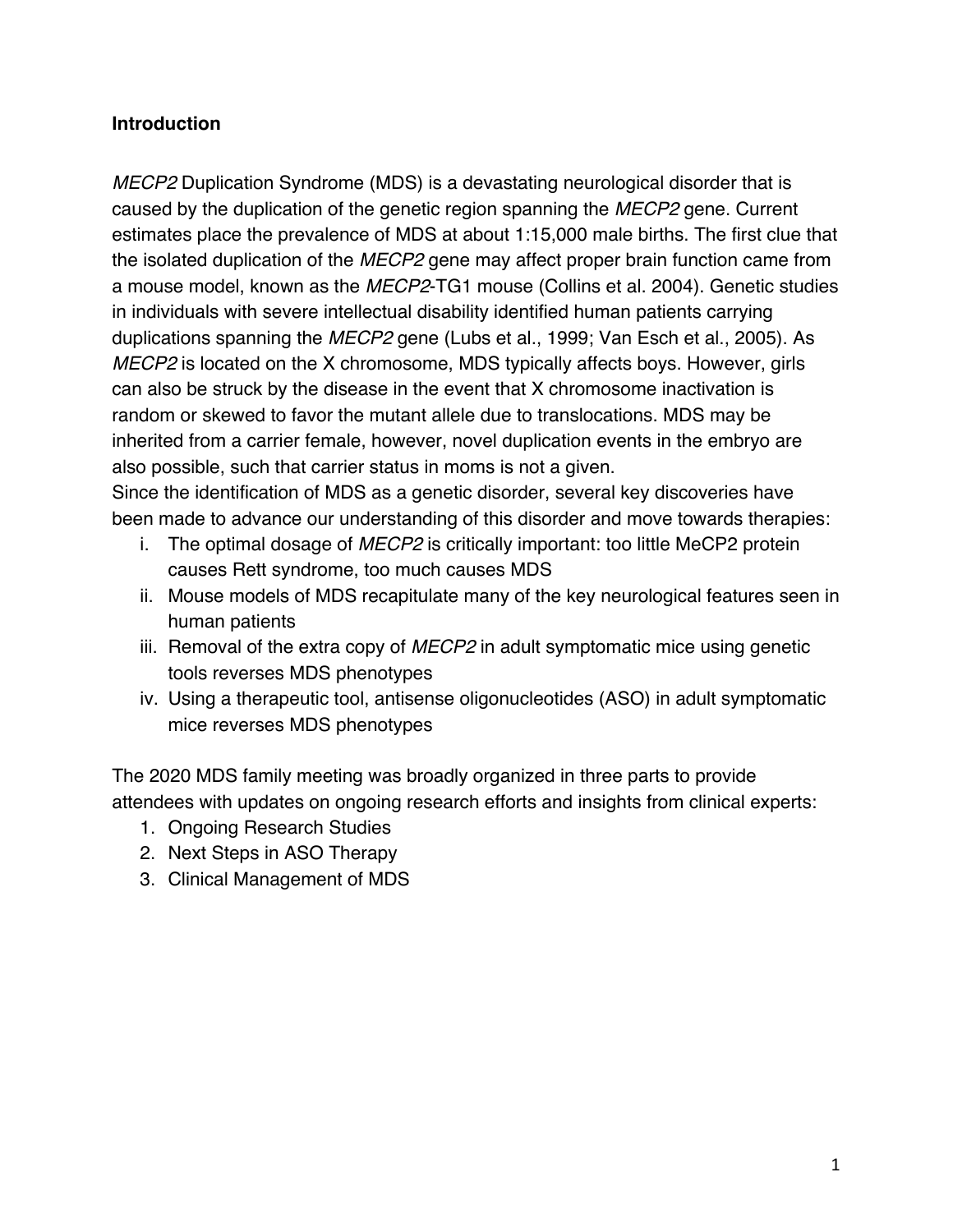**Introduction**

*MECP2* Duplication Syndrome (MDS) is a devastating neurological disorder that is caused by the duplication of the genetic region spanning the *MECP2* gene. Current estimates place the prevalence of MDS at about 1:15,000 male births. The first clue that the isolated duplication of the *MECP2* gene may affect proper brain function came from a mouse model, known as the *MECP2*-TG1 mouse (Collins et al. 2004). Genetic studies in individuals with severe intellectual disability identified human patients carrying duplications spanning the *MECP2* gene (Lubs et al., 1999; Van Esch et al., 2005). As *MECP2* is located on the X chromosome, MDS typically affects boys. However, girls can also be struck by the disease in the event that X chromosome inactivation is random or skewed to favor the mutant allele due to translocations. MDS may be inherited from a carrier female, however, novel duplication events in the embryo are also possible, such that carrier status in moms is not a given.
Since the identification of MDS as a genetic disorder, several key discoveries have been made to advance our understanding of this disorder and move towards therapies:

i. The optimal dosage of *MECP2* is critically important: too little MeCP2 protein causes Rett syndrome, too much causes MDS
ii. Mouse models of MDS recapitulate many of the key neurological features seen in human patients
iii. Removal of the extra copy of *MECP2* in adult symptomatic mice using genetic tools reverses MDS phenotypes
iv. Using a therapeutic tool, antisense oligonucleotides (ASO) in adult symptomatic mice reverses MDS phenotypes

The 2020 MDS family meeting was broadly organized in three parts to provide attendees with updates on ongoing research efforts and insights from clinical experts:

1. Ongoing Research Studies
2. Next Steps in ASO Therapy
3. Clinical Management of MDS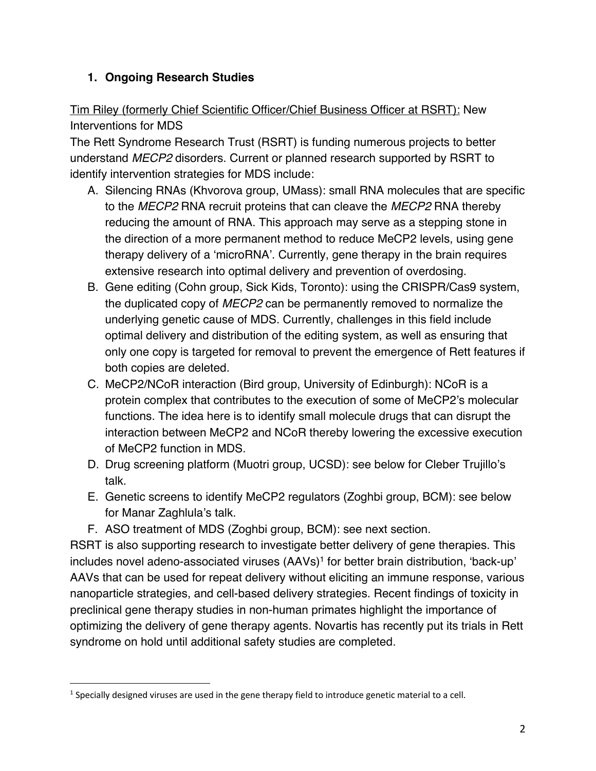## 1. Ongoing Research Studies

Tim Riley (formerly Chief Scientific Officer/Chief Business Officer at RSRT): New Interventions for MDS

The Rett Syndrome Research Trust (RSRT) is funding numerous projects to better understand *MECP2* disorders. Current or planned research supported by RSRT to identify intervention strategies for MDS include:

A. Silencing RNAs (Khvorova group, UMass): small RNA molecules that are specific to the *MECP2* RNA recruit proteins that can cleave the *MECP2* RNA thereby reducing the amount of RNA. This approach may serve as a stepping stone in the direction of a more permanent method to reduce MeCP2 levels, using gene therapy delivery of a 'microRNA'. Currently, gene therapy in the brain requires extensive research into optimal delivery and prevention of overdosing.
B. Gene editing (Cohn group, Sick Kids, Toronto): using the CRISPR/Cas9 system, the duplicated copy of *MECP2* can be permanently removed to normalize the underlying genetic cause of MDS. Currently, challenges in this field include optimal delivery and distribution of the editing system, as well as ensuring that only one copy is targeted for removal to prevent the emergence of Rett features if both copies are deleted.
C. MeCP2/NCoR interaction (Bird group, University of Edinburgh): NCoR is a protein complex that contributes to the execution of some of MeCP2's molecular functions. The idea here is to identify small molecule drugs that can disrupt the interaction between MeCP2 and NCoR thereby lowering the excessive execution of MeCP2 function in MDS.
D. Drug screening platform (Muotri group, UCSD): see below for Cleber Trujillo's talk.
E. Genetic screens to identify MeCP2 regulators (Zoghbi group, BCM): see below for Manar Zaghlula's talk.
F. ASO treatment of MDS (Zoghbi group, BCM): see next section.

RSRT is also supporting research to investigate better delivery of gene therapies. This includes novel adeno-associated viruses (AAVs)[1] for better brain distribution, 'back-up' AAVs that can be used for repeat delivery without eliciting an immune response, various nanoparticle strategies, and cell-based delivery strategies. Recent findings of toxicity in preclinical gene therapy studies in non-human primates highlight the importance of optimizing the delivery of gene therapy agents. Novartis has recently put its trials in Rett syndrome on hold until additional safety studies are completed.

[1] Specially designed viruses are used in the gene therapy field to introduce genetic material to a cell.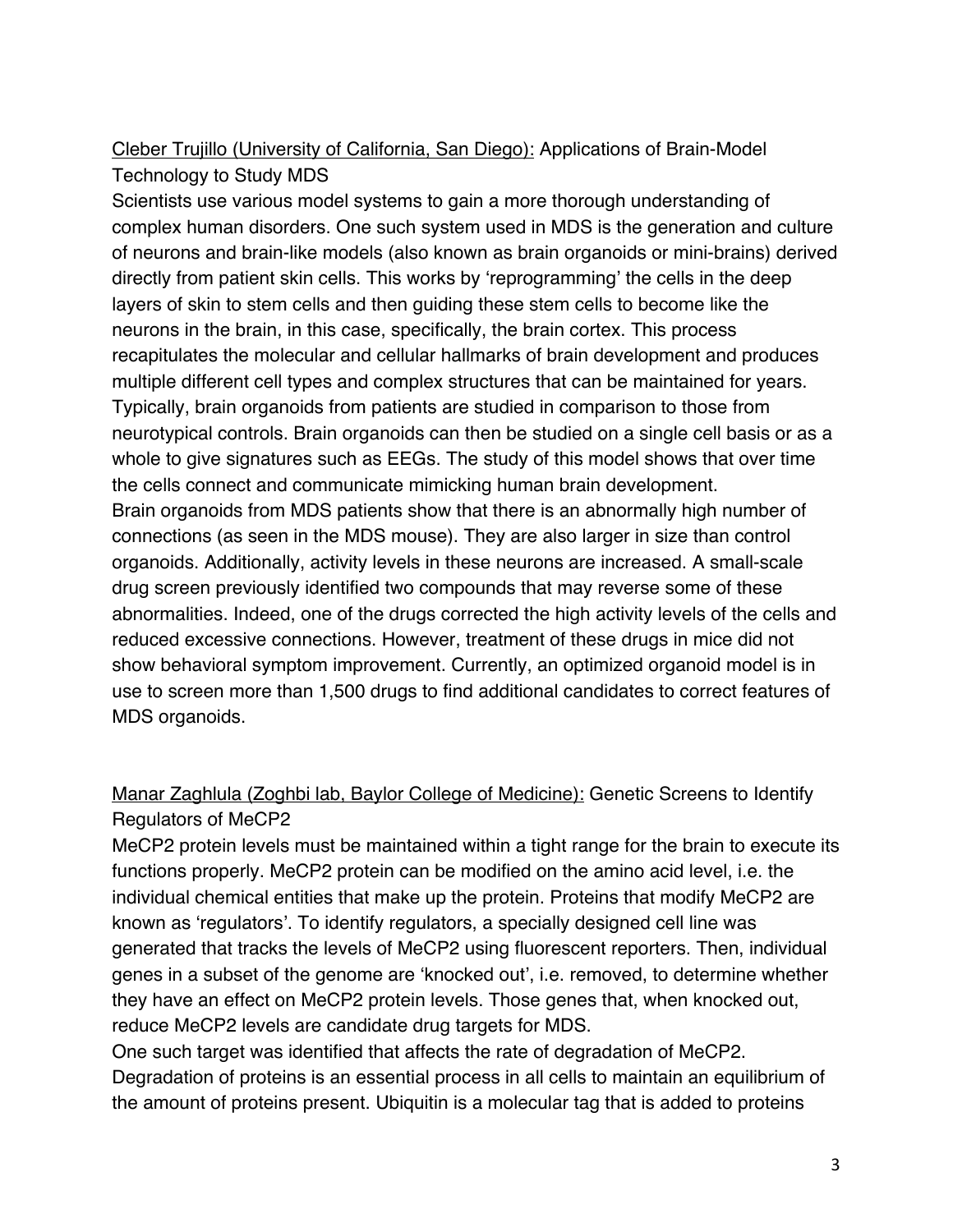<u>Cleber Trujillo (University of California, San Diego):</u> Applications of Brain-Model Technology to Study MDS

Scientists use various model systems to gain a more thorough understanding of complex human disorders. One such system used in MDS is the generation and culture of neurons and brain-like models (also known as brain organoids or mini-brains) derived directly from patient skin cells. This works by 'reprogramming' the cells in the deep layers of skin to stem cells and then guiding these stem cells to become like the neurons in the brain, in this case, specifically, the brain cortex. This process recapitulates the molecular and cellular hallmarks of brain development and produces multiple different cell types and complex structures that can be maintained for years. Typically, brain organoids from patients are studied in comparison to those from neurotypical controls. Brain organoids can then be studied on a single cell basis or as a whole to give signatures such as EEGs. The study of this model shows that over time the cells connect and communicate mimicking human brain development.

Brain organoids from MDS patients show that there is an abnormally high number of connections (as seen in the MDS mouse). They are also larger in size than control organoids. Additionally, activity levels in these neurons are increased. A small-scale drug screen previously identified two compounds that may reverse some of these abnormalities. Indeed, one of the drugs corrected the high activity levels of the cells and reduced excessive connections. However, treatment of these drugs in mice did not show behavioral symptom improvement. Currently, an optimized organoid model is in use to screen more than 1,500 drugs to find additional candidates to correct features of MDS organoids.

<u>Manar Zaghlula (Zoghbi lab, Baylor College of Medicine):</u> Genetic Screens to Identify Regulators of MeCP2

MeCP2 protein levels must be maintained within a tight range for the brain to execute its functions properly. MeCP2 protein can be modified on the amino acid level, i.e. the individual chemical entities that make up the protein. Proteins that modify MeCP2 are known as 'regulators'. To identify regulators, a specially designed cell line was generated that tracks the levels of MeCP2 using fluorescent reporters. Then, individual genes in a subset of the genome are 'knocked out', i.e. removed, to determine whether they have an effect on MeCP2 protein levels. Those genes that, when knocked out, reduce MeCP2 levels are candidate drug targets for MDS.

One such target was identified that affects the rate of degradation of MeCP2. Degradation of proteins is an essential process in all cells to maintain an equilibrium of the amount of proteins present. Ubiquitin is a molecular tag that is added to proteins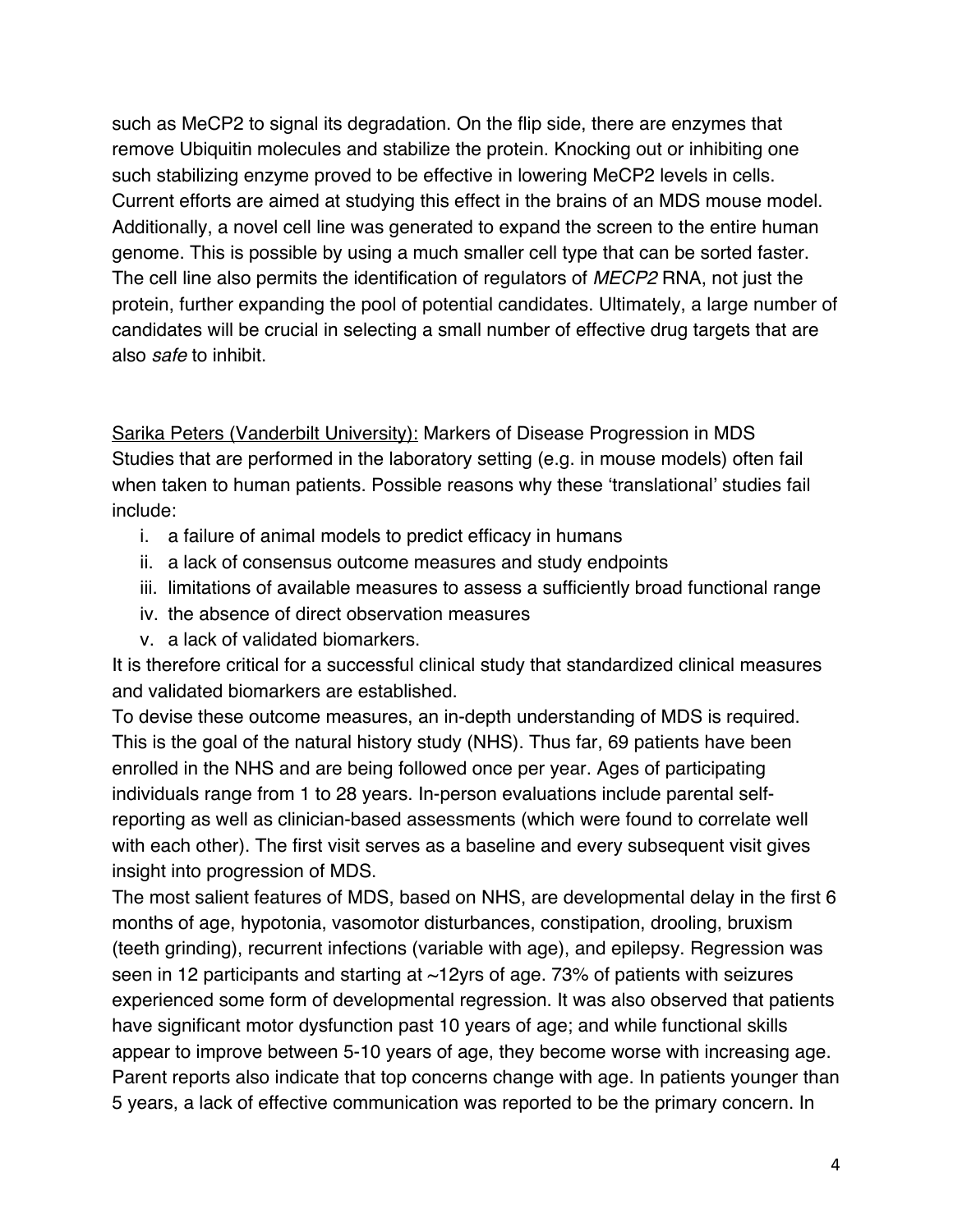such as MeCP2 to signal its degradation. On the flip side, there are enzymes that remove Ubiquitin molecules and stabilize the protein. Knocking out or inhibiting one such stabilizing enzyme proved to be effective in lowering MeCP2 levels in cells. Current efforts are aimed at studying this effect in the brains of an MDS mouse model. Additionally, a novel cell line was generated to expand the screen to the entire human genome. This is possible by using a much smaller cell type that can be sorted faster. The cell line also permits the identification of regulators of *MECP2* RNA, not just the protein, further expanding the pool of potential candidates. Ultimately, a large number of candidates will be crucial in selecting a small number of effective drug targets that are also *safe* to inhibit.

<u>Sarika Peters (Vanderbilt University):</u> Markers of Disease Progression in MDS
Studies that are performed in the laboratory setting (e.g. in mouse models) often fail when taken to human patients. Possible reasons why these 'translational' studies fail include:

i. a failure of animal models to predict efficacy in humans
ii. a lack of consensus outcome measures and study endpoints
iii. limitations of available measures to assess a sufficiently broad functional range
iv. the absence of direct observation measures
v. a lack of validated biomarkers.

It is therefore critical for a successful clinical study that standardized clinical measures and validated biomarkers are established.

To devise these outcome measures, an in-depth understanding of MDS is required. This is the goal of the natural history study (NHS). Thus far, 69 patients have been enrolled in the NHS and are being followed once per year. Ages of participating individuals range from 1 to 28 years. In-person evaluations include parental self-reporting as well as clinician-based assessments (which were found to correlate well with each other). The first visit serves as a baseline and every subsequent visit gives insight into progression of MDS.

The most salient features of MDS, based on NHS, are developmental delay in the first 6 months of age, hypotonia, vasomotor disturbances, constipation, drooling, bruxism (teeth grinding), recurrent infections (variable with age), and epilepsy. Regression was seen in 12 participants and starting at ~12yrs of age. 73% of patients with seizures experienced some form of developmental regression. It was also observed that patients have significant motor dysfunction past 10 years of age; and while functional skills appear to improve between 5-10 years of age, they become worse with increasing age. Parent reports also indicate that top concerns change with age. In patients younger than 5 years, a lack of effective communication was reported to be the primary concern. In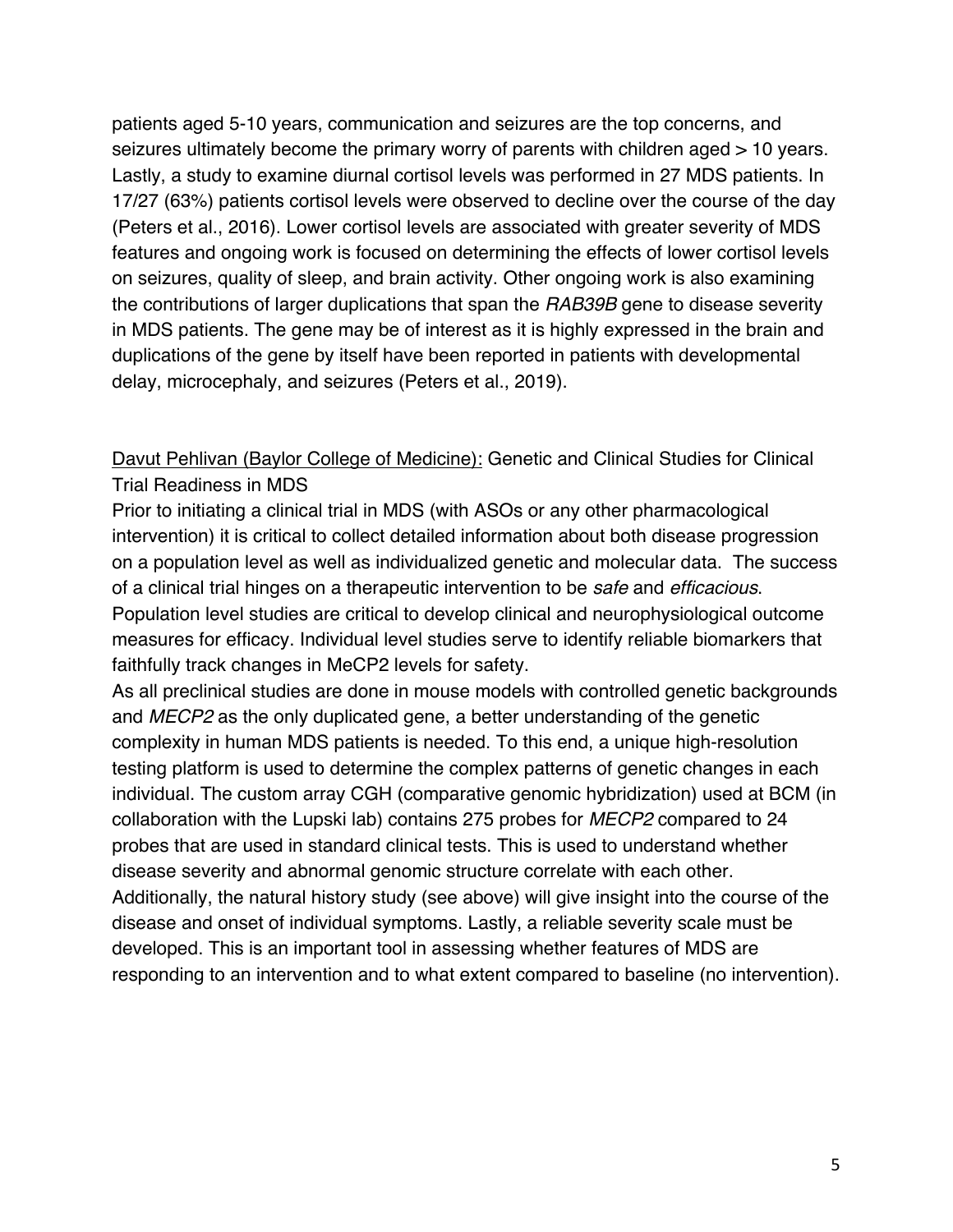patients aged 5-10 years, communication and seizures are the top concerns, and seizures ultimately become the primary worry of parents with children aged > 10 years. Lastly, a study to examine diurnal cortisol levels was performed in 27 MDS patients. In 17/27 (63%) patients cortisol levels were observed to decline over the course of the day (Peters et al., 2016). Lower cortisol levels are associated with greater severity of MDS features and ongoing work is focused on determining the effects of lower cortisol levels on seizures, quality of sleep, and brain activity. Other ongoing work is also examining the contributions of larger duplications that span the *RAB39B* gene to disease severity in MDS patients. The gene may be of interest as it is highly expressed in the brain and duplications of the gene by itself have been reported in patients with developmental delay, microcephaly, and seizures (Peters et al., 2019).

<u>Davut Pehlivan (Baylor College of Medicine):</u> Genetic and Clinical Studies for Clinical Trial Readiness in MDS

Prior to initiating a clinical trial in MDS (with ASOs or any other pharmacological intervention) it is critical to collect detailed information about both disease progression on a population level as well as individualized genetic and molecular data. The success of a clinical trial hinges on a therapeutic intervention to be *safe* and *efficacious*. Population level studies are critical to develop clinical and neurophysiological outcome measures for efficacy. Individual level studies serve to identify reliable biomarkers that faithfully track changes in MeCP2 levels for safety.

As all preclinical studies are done in mouse models with controlled genetic backgrounds and *MECP2* as the only duplicated gene, a better understanding of the genetic complexity in human MDS patients is needed. To this end, a unique high-resolution testing platform is used to determine the complex patterns of genetic changes in each individual. The custom array CGH (comparative genomic hybridization) used at BCM (in collaboration with the Lupski lab) contains 275 probes for *MECP2* compared to 24 probes that are used in standard clinical tests. This is used to understand whether disease severity and abnormal genomic structure correlate with each other. Additionally, the natural history study (see above) will give insight into the course of the disease and onset of individual symptoms. Lastly, a reliable severity scale must be developed. This is an important tool in assessing whether features of MDS are responding to an intervention and to what extent compared to baseline (no intervention).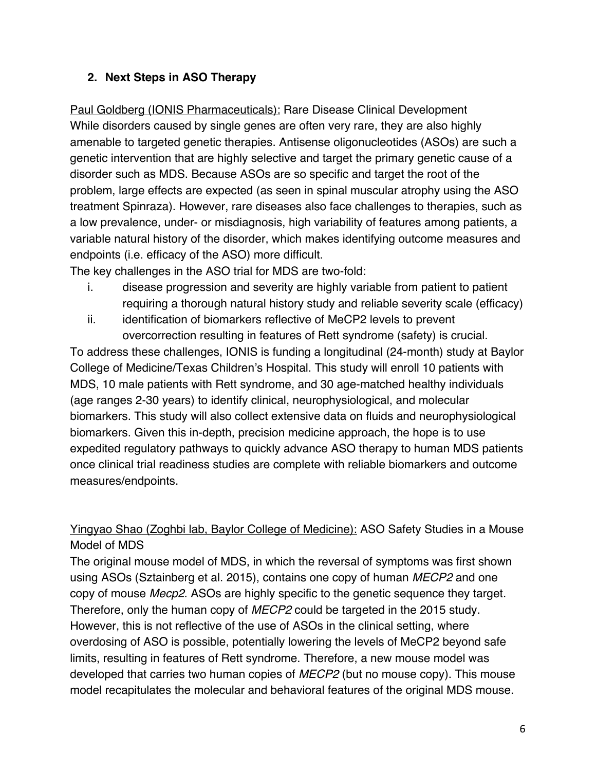## 2. Next Steps in ASO Therapy

Paul Goldberg (IONIS Pharmaceuticals): Rare Disease Clinical Development
While disorders caused by single genes are often very rare, they are also highly amenable to targeted genetic therapies. Antisense oligonucleotides (ASOs) are such a genetic intervention that are highly selective and target the primary genetic cause of a disorder such as MDS. Because ASOs are so specific and target the root of the problem, large effects are expected (as seen in spinal muscular atrophy using the ASO treatment Spinraza). However, rare diseases also face challenges to therapies, such as a low prevalence, under- or misdiagnosis, high variability of features among patients, a variable natural history of the disorder, which makes identifying outcome measures and endpoints (i.e. efficacy of the ASO) more difficult.
The key challenges in the ASO trial for MDS are two-fold:

i. disease progression and severity are highly variable from patient to patient requiring a thorough natural history study and reliable severity scale (efficacy)
ii. identification of biomarkers reflective of MeCP2 levels to prevent overcorrection resulting in features of Rett syndrome (safety) is crucial.

To address these challenges, IONIS is funding a longitudinal (24-month) study at Baylor College of Medicine/Texas Children's Hospital. This study will enroll 10 patients with MDS, 10 male patients with Rett syndrome, and 30 age-matched healthy individuals (age ranges 2-30 years) to identify clinical, neurophysiological, and molecular biomarkers. This study will also collect extensive data on fluids and neurophysiological biomarkers. Given this in-depth, precision medicine approach, the hope is to use expedited regulatory pathways to quickly advance ASO therapy to human MDS patients once clinical trial readiness studies are complete with reliable biomarkers and outcome measures/endpoints.

Yingyao Shao (Zoghbi lab, Baylor College of Medicine): ASO Safety Studies in a Mouse Model of MDS
The original mouse model of MDS, in which the reversal of symptoms was first shown using ASOs (Sztainberg et al. 2015), contains one copy of human *MECP2* and one copy of mouse *Mecp2*. ASOs are highly specific to the genetic sequence they target. Therefore, only the human copy of *MECP2* could be targeted in the 2015 study. However, this is not reflective of the use of ASOs in the clinical setting, where overdosing of ASO is possible, potentially lowering the levels of MeCP2 beyond safe limits, resulting in features of Rett syndrome. Therefore, a new mouse model was developed that carries two human copies of *MECP2* (but no mouse copy). This mouse model recapitulates the molecular and behavioral features of the original MDS mouse.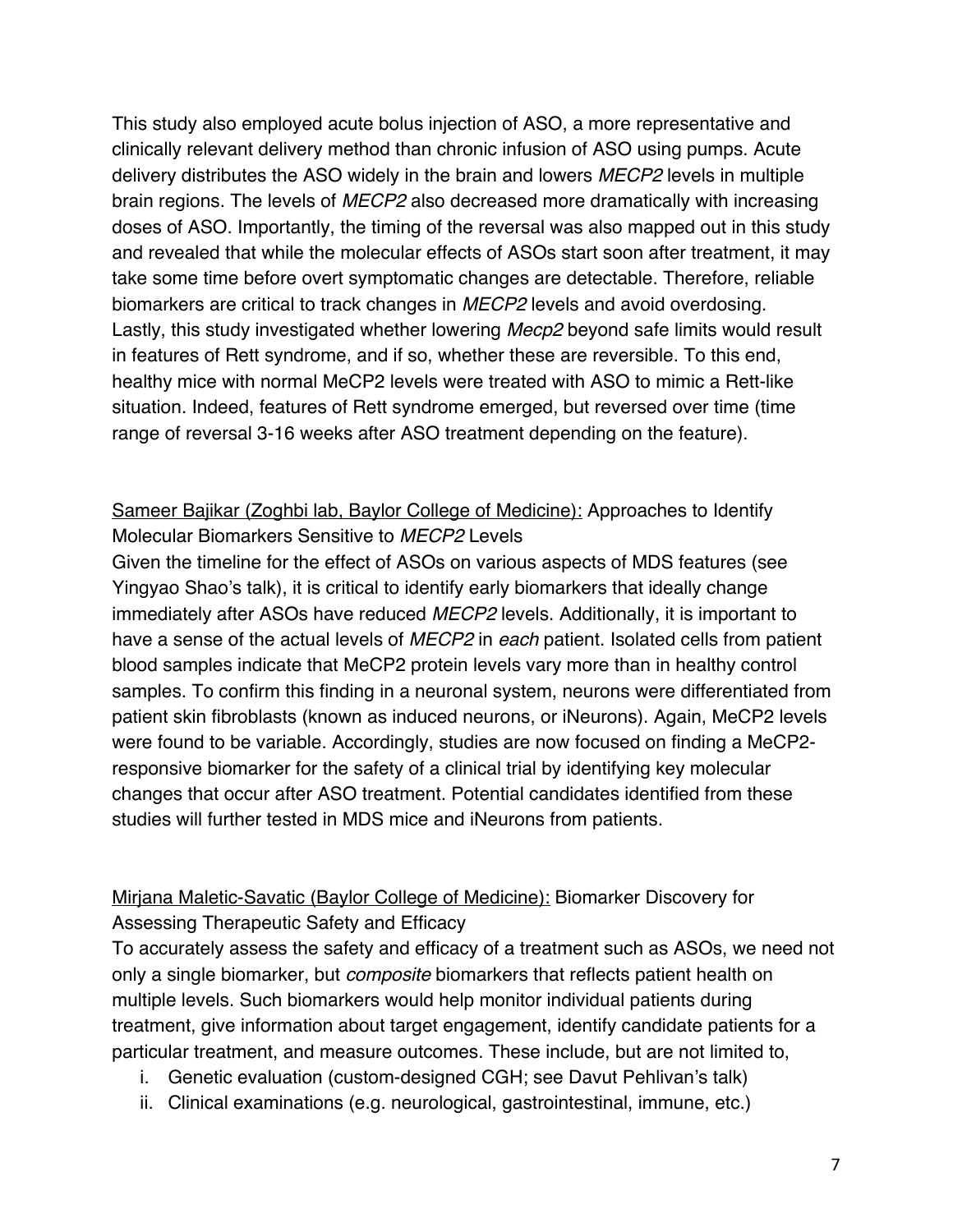This study also employed acute bolus injection of ASO, a more representative and clinically relevant delivery method than chronic infusion of ASO using pumps. Acute delivery distributes the ASO widely in the brain and lowers *MECP2* levels in multiple brain regions. The levels of *MECP2* also decreased more dramatically with increasing doses of ASO. Importantly, the timing of the reversal was also mapped out in this study and revealed that while the molecular effects of ASOs start soon after treatment, it may take some time before overt symptomatic changes are detectable. Therefore, reliable biomarkers are critical to track changes in *MECP2* levels and avoid overdosing. Lastly, this study investigated whether lowering *Mecp2* beyond safe limits would result in features of Rett syndrome, and if so, whether these are reversible. To this end, healthy mice with normal MeCP2 levels were treated with ASO to mimic a Rett-like situation. Indeed, features of Rett syndrome emerged, but reversed over time (time range of reversal 3-16 weeks after ASO treatment depending on the feature).

<u>Sameer Bajikar (Zoghbi lab, Baylor College of Medicine):</u> Approaches to Identify Molecular Biomarkers Sensitive to *MECP2* Levels

Given the timeline for the effect of ASOs on various aspects of MDS features (see Yingyao Shao's talk), it is critical to identify early biomarkers that ideally change immediately after ASOs have reduced *MECP2* levels. Additionally, it is important to have a sense of the actual levels of *MECP2* in *each* patient. Isolated cells from patient blood samples indicate that MeCP2 protein levels vary more than in healthy control samples. To confirm this finding in a neuronal system, neurons were differentiated from patient skin fibroblasts (known as induced neurons, or iNeurons). Again, MeCP2 levels were found to be variable. Accordingly, studies are now focused on finding a MeCP2-responsive biomarker for the safety of a clinical trial by identifying key molecular changes that occur after ASO treatment. Potential candidates identified from these studies will further tested in MDS mice and iNeurons from patients.

<u>Mirjana Maletic-Savatic (Baylor College of Medicine):</u> Biomarker Discovery for Assessing Therapeutic Safety and Efficacy

To accurately assess the safety and efficacy of a treatment such as ASOs, we need not only a single biomarker, but *composite* biomarkers that reflects patient health on multiple levels. Such biomarkers would help monitor individual patients during treatment, give information about target engagement, identify candidate patients for a particular treatment, and measure outcomes. These include, but are not limited to,

i. Genetic evaluation (custom-designed CGH; see Davut Pehlivan's talk)
ii. Clinical examinations (e.g. neurological, gastrointestinal, immune, etc.)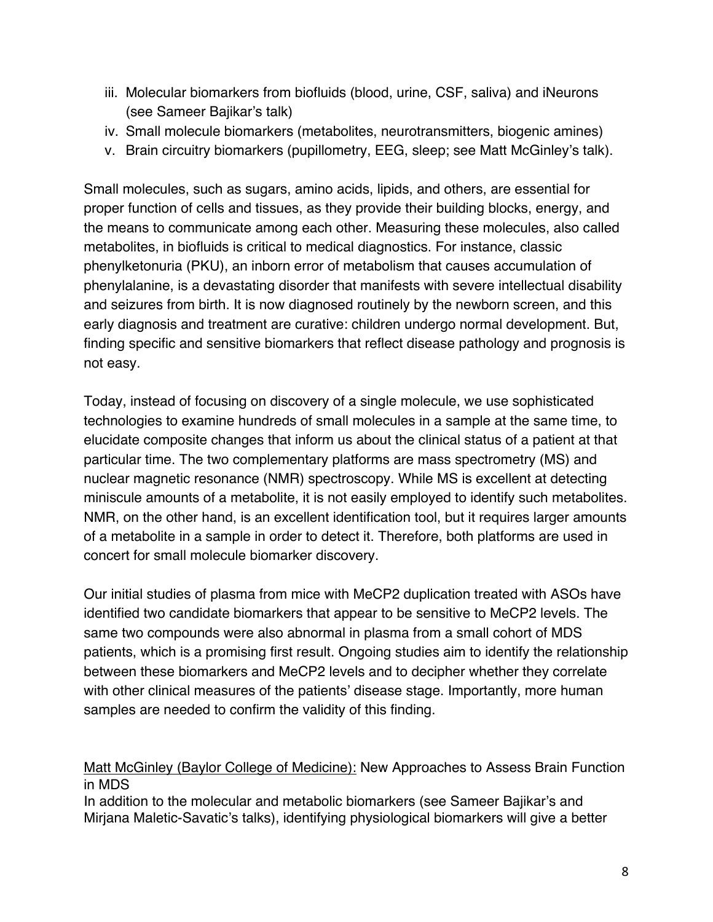iii. Molecular biomarkers from biofluids (blood, urine, CSF, saliva) and iNeurons (see Sameer Bajikar's talk)
iv. Small molecule biomarkers (metabolites, neurotransmitters, biogenic amines)
v. Brain circuitry biomarkers (pupillometry, EEG, sleep; see Matt McGinley's talk).

Small molecules, such as sugars, amino acids, lipids, and others, are essential for proper function of cells and tissues, as they provide their building blocks, energy, and the means to communicate among each other. Measuring these molecules, also called metabolites, in biofluids is critical to medical diagnostics. For instance, classic phenylketonuria (PKU), an inborn error of metabolism that causes accumulation of phenylalanine, is a devastating disorder that manifests with severe intellectual disability and seizures from birth. It is now diagnosed routinely by the newborn screen, and this early diagnosis and treatment are curative: children undergo normal development. But, finding specific and sensitive biomarkers that reflect disease pathology and prognosis is not easy.

Today, instead of focusing on discovery of a single molecule, we use sophisticated technologies to examine hundreds of small molecules in a sample at the same time, to elucidate composite changes that inform us about the clinical status of a patient at that particular time. The two complementary platforms are mass spectrometry (MS) and nuclear magnetic resonance (NMR) spectroscopy. While MS is excellent at detecting miniscule amounts of a metabolite, it is not easily employed to identify such metabolites. NMR, on the other hand, is an excellent identification tool, but it requires larger amounts of a metabolite in a sample in order to detect it. Therefore, both platforms are used in concert for small molecule biomarker discovery.

Our initial studies of plasma from mice with MeCP2 duplication treated with ASOs have identified two candidate biomarkers that appear to be sensitive to MeCP2 levels. The same two compounds were also abnormal in plasma from a small cohort of MDS patients, which is a promising first result. Ongoing studies aim to identify the relationship between these biomarkers and MeCP2 levels and to decipher whether they correlate with other clinical measures of the patients' disease stage. Importantly, more human samples are needed to confirm the validity of this finding.

<u>Matt McGinley (Baylor College of Medicine):</u> New Approaches to Assess Brain Function in MDS

In addition to the molecular and metabolic biomarkers (see Sameer Bajikar's and Mirjana Maletic-Savatic's talks), identifying physiological biomarkers will give a better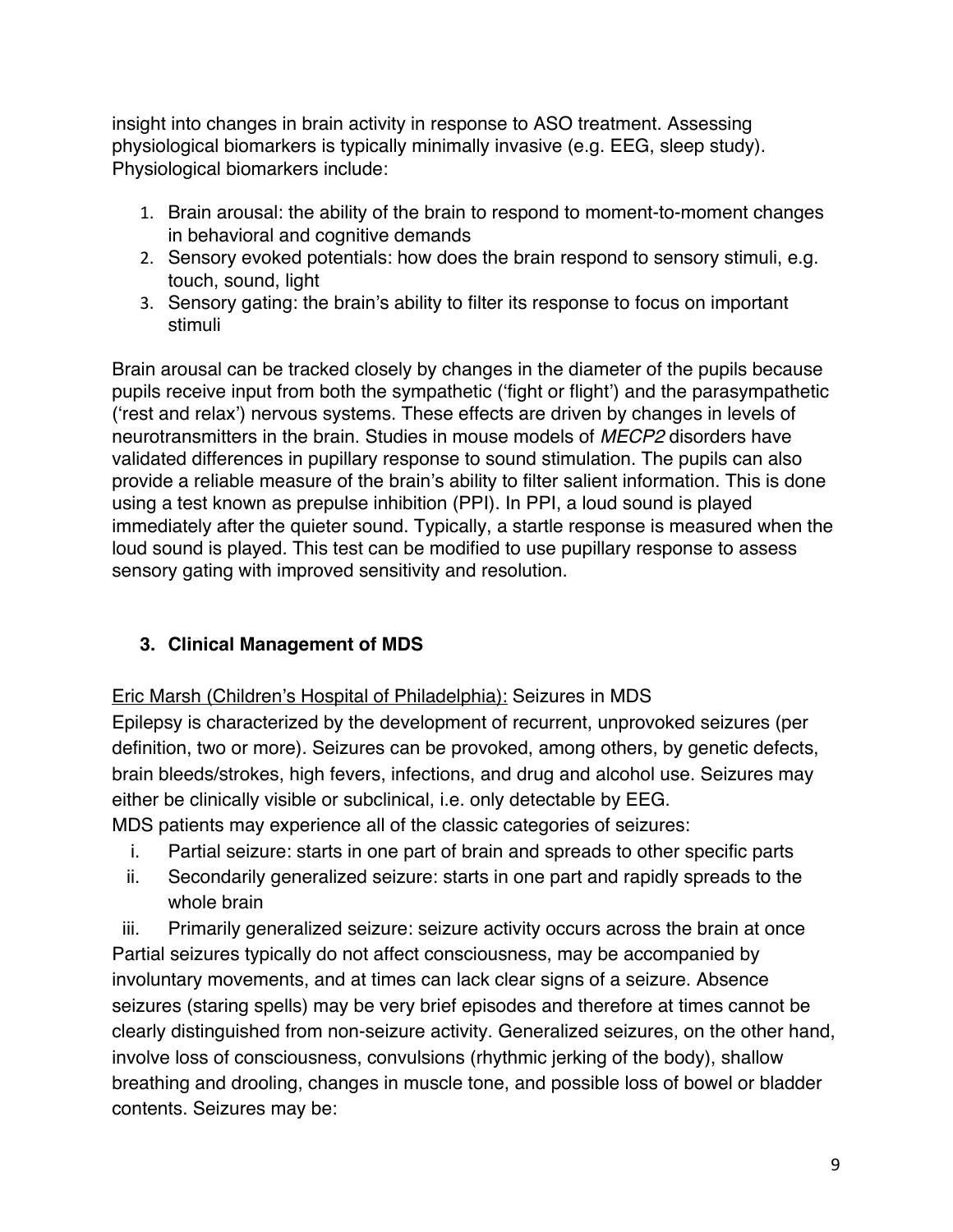insight into changes in brain activity in response to ASO treatment. Assessing physiological biomarkers is typically minimally invasive (e.g. EEG, sleep study). Physiological biomarkers include:

1. Brain arousal: the ability of the brain to respond to moment-to-moment changes in behavioral and cognitive demands
2. Sensory evoked potentials: how does the brain respond to sensory stimuli, e.g. touch, sound, light
3. Sensory gating: the brain's ability to filter its response to focus on important stimuli

Brain arousal can be tracked closely by changes in the diameter of the pupils because pupils receive input from both the sympathetic ('fight or flight') and the parasympathetic ('rest and relax') nervous systems. These effects are driven by changes in levels of neurotransmitters in the brain. Studies in mouse models of *MECP2* disorders have validated differences in pupillary response to sound stimulation. The pupils can also provide a reliable measure of the brain's ability to filter salient information. This is done using a test known as prepulse inhibition (PPI). In PPI, a loud sound is played immediately after the quieter sound. Typically, a startle response is measured when the loud sound is played. This test can be modified to use pupillary response to assess sensory gating with improved sensitivity and resolution.

## 3. Clinical Management of MDS

Eric Marsh (Children's Hospital of Philadelphia): Seizures in MDS

Epilepsy is characterized by the development of recurrent, unprovoked seizures (per definition, two or more). Seizures can be provoked, among others, by genetic defects, brain bleeds/strokes, high fevers, infections, and drug and alcohol use. Seizures may either be clinically visible or subclinical, i.e. only detectable by EEG.

MDS patients may experience all of the classic categories of seizures:

i. Partial seizure: starts in one part of brain and spreads to other specific parts
ii. Secondarily generalized seizure: starts in one part and rapidly spreads to the whole brain
iii. Primarily generalized seizure: seizure activity occurs across the brain at once

Partial seizures typically do not affect consciousness, may be accompanied by involuntary movements, and at times can lack clear signs of a seizure. Absence seizures (staring spells) may be very brief episodes and therefore at times cannot be clearly distinguished from non-seizure activity. Generalized seizures, on the other hand, involve loss of consciousness, convulsions (rhythmic jerking of the body), shallow breathing and drooling, changes in muscle tone, and possible loss of bowel or bladder contents. Seizures may be: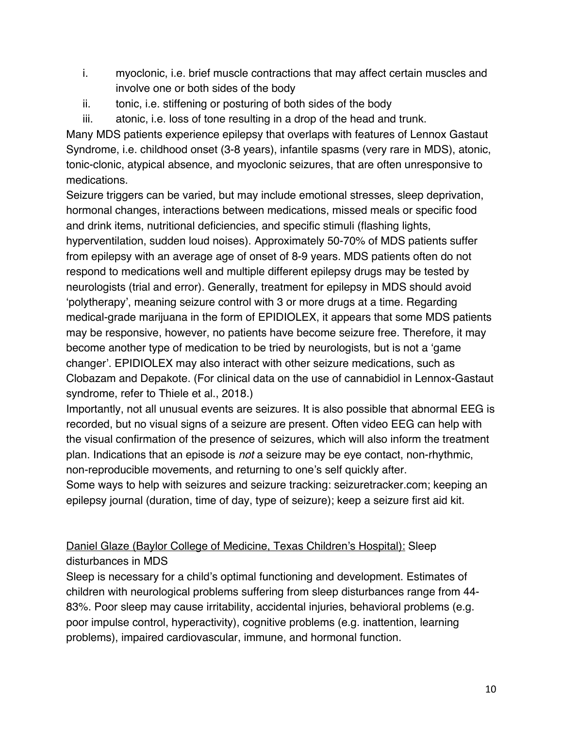i. myoclonic, i.e. brief muscle contractions that may affect certain muscles and involve one or both sides of the body
ii. tonic, i.e. stiffening or posturing of both sides of the body
iii. atonic, i.e. loss of tone resulting in a drop of the head and trunk.

Many MDS patients experience epilepsy that overlaps with features of Lennox Gastaut Syndrome, i.e. childhood onset (3-8 years), infantile spasms (very rare in MDS), atonic, tonic-clonic, atypical absence, and myoclonic seizures, that are often unresponsive to medications.

Seizure triggers can be varied, but may include emotional stresses, sleep deprivation, hormonal changes, interactions between medications, missed meals or specific food and drink items, nutritional deficiencies, and specific stimuli (flashing lights, hyperventilation, sudden loud noises). Approximately 50-70% of MDS patients suffer from epilepsy with an average age of onset of 8-9 years. MDS patients often do not respond to medications well and multiple different epilepsy drugs may be tested by neurologists (trial and error). Generally, treatment for epilepsy in MDS should avoid 'polytherapy', meaning seizure control with 3 or more drugs at a time. Regarding medical-grade marijuana in the form of EPIDIOLEX, it appears that some MDS patients may be responsive, however, no patients have become seizure free. Therefore, it may become another type of medication to be tried by neurologists, but is not a 'game changer'. EPIDIOLEX may also interact with other seizure medications, such as Clobazam and Depakote. (For clinical data on the use of cannabidiol in Lennox-Gastaut syndrome, refer to Thiele et al., 2018.)

Importantly, not all unusual events are seizures. It is also possible that abnormal EEG is recorded, but no visual signs of a seizure are present. Often video EEG can help with the visual confirmation of the presence of seizures, which will also inform the treatment plan. Indications that an episode is *not* a seizure may be eye contact, non-rhythmic, non-reproducible movements, and returning to one's self quickly after.

Some ways to help with seizures and seizure tracking: seizuretracker.com; keeping an epilepsy journal (duration, time of day, type of seizure); keep a seizure first aid kit.

<u>Daniel Glaze (Baylor College of Medicine, Texas Children's Hospital):</u> Sleep disturbances in MDS

Sleep is necessary for a child's optimal functioning and development. Estimates of children with neurological problems suffering from sleep disturbances range from 44-83%. Poor sleep may cause irritability, accidental injuries, behavioral problems (e.g. poor impulse control, hyperactivity), cognitive problems (e.g. inattention, learning problems), impaired cardiovascular, immune, and hormonal function.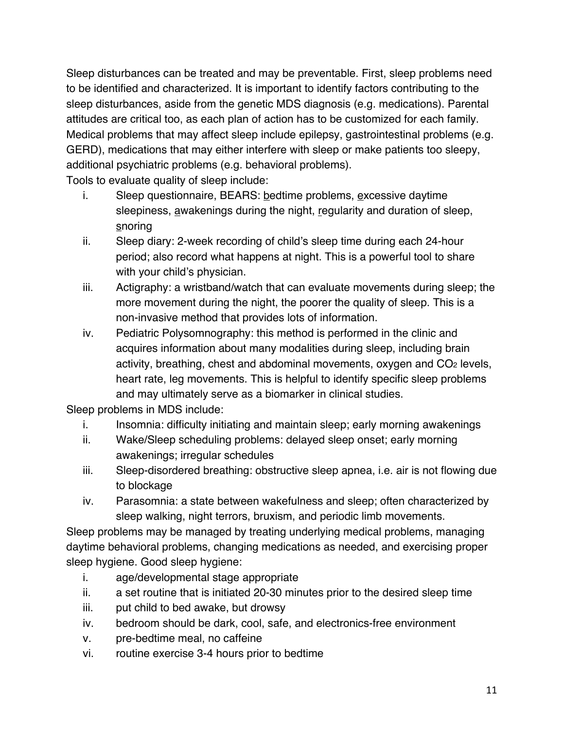Sleep disturbances can be treated and may be preventable. First, sleep problems need to be identified and characterized. It is important to identify factors contributing to the sleep disturbances, aside from the genetic MDS diagnosis (e.g. medications). Parental attitudes are critical too, as each plan of action has to be customized for each family. Medical problems that may affect sleep include epilepsy, gastrointestinal problems (e.g. GERD), medications that may either interfere with sleep or make patients too sleepy, additional psychiatric problems (e.g. behavioral problems).

Tools to evaluate quality of sleep include:

i. Sleep questionnaire, BEARS: <u>b</u>edtime problems, <u>e</u>xcessive daytime sleepiness, <u>a</u>wakenings during the night, <u>r</u>egularity and duration of sleep, <u>s</u>noring
ii. Sleep diary: 2-week recording of child's sleep time during each 24-hour period; also record what happens at night. This is a powerful tool to share with your child's physician.
iii. Actigraphy: a wristband/watch that can evaluate movements during sleep; the more movement during the night, the poorer the quality of sleep. This is a non-invasive method that provides lots of information.
iv. Pediatric Polysomnography: this method is performed in the clinic and acquires information about many modalities during sleep, including brain activity, breathing, chest and abdominal movements, oxygen and $CO_2$ levels, heart rate, leg movements. This is helpful to identify specific sleep problems and may ultimately serve as a biomarker in clinical studies.

Sleep problems in MDS include:

i. Insomnia: difficulty initiating and maintain sleep; early morning awakenings
ii. Wake/Sleep scheduling problems: delayed sleep onset; early morning awakenings; irregular schedules
iii. Sleep-disordered breathing: obstructive sleep apnea, i.e. air is not flowing due to blockage
iv. Parasomnia: a state between wakefulness and sleep; often characterized by sleep walking, night terrors, bruxism, and periodic limb movements.

Sleep problems may be managed by treating underlying medical problems, managing daytime behavioral problems, changing medications as needed, and exercising proper sleep hygiene. Good sleep hygiene:

i. age/developmental stage appropriate
ii. a set routine that is initiated 20-30 minutes prior to the desired sleep time
iii. put child to bed awake, but drowsy
iv. bedroom should be dark, cool, safe, and electronics-free environment
v. pre-bedtime meal, no caffeine
vi. routine exercise 3-4 hours prior to bedtime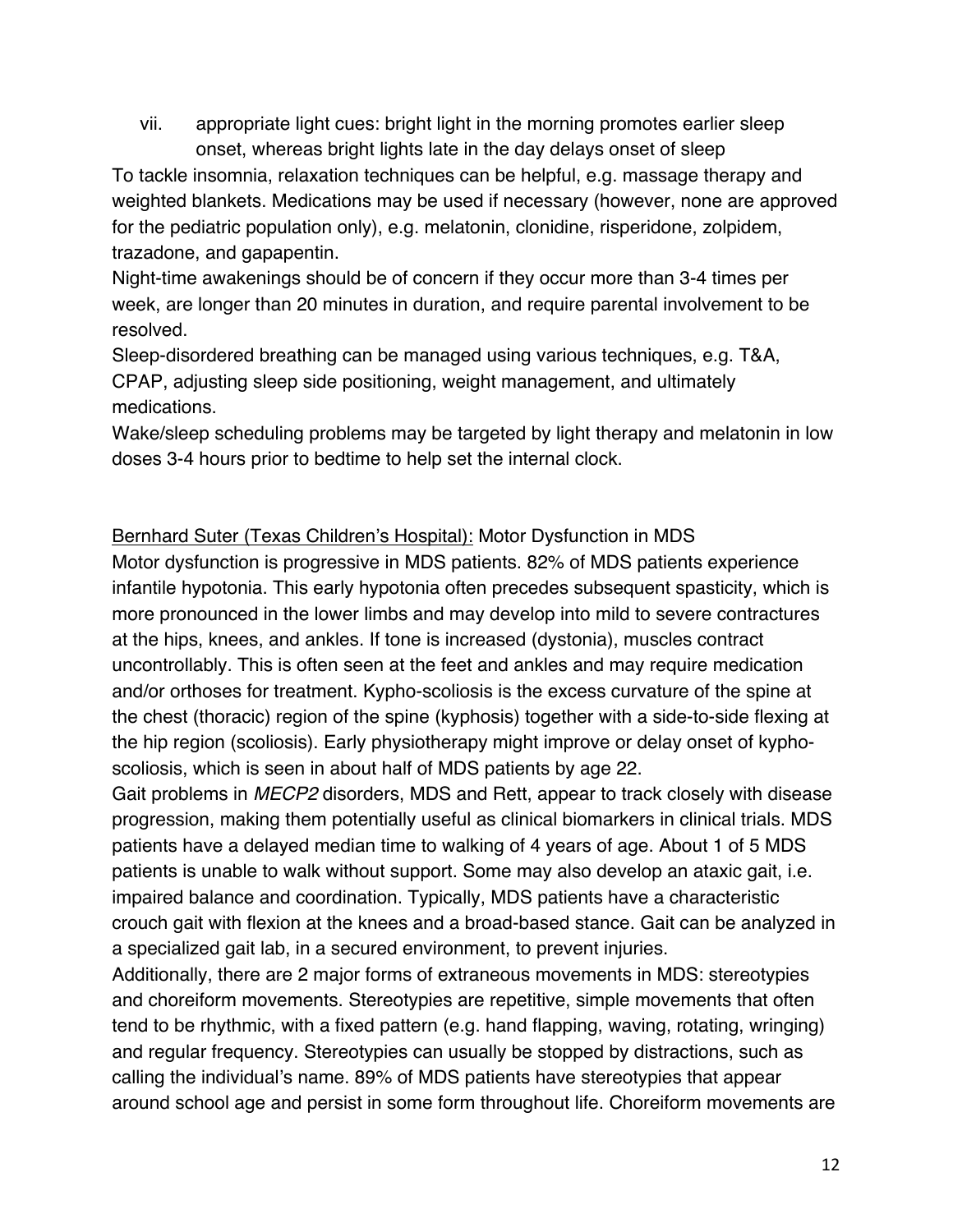vii. appropriate light cues: bright light in the morning promotes earlier sleep onset, whereas bright lights late in the day delays onset of sleep

To tackle insomnia, relaxation techniques can be helpful, e.g. massage therapy and weighted blankets. Medications may be used if necessary (however, none are approved for the pediatric population only), e.g. melatonin, clonidine, risperidone, zolpidem, trazadone, and gapapentin.

Night-time awakenings should be of concern if they occur more than 3-4 times per week, are longer than 20 minutes in duration, and require parental involvement to be resolved.

Sleep-disordered breathing can be managed using various techniques, e.g. T&A, CPAP, adjusting sleep side positioning, weight management, and ultimately medications.

Wake/sleep scheduling problems may be targeted by light therapy and melatonin in low doses 3-4 hours prior to bedtime to help set the internal clock.

<u>Bernhard Suter (Texas Children's Hospital):</u> Motor Dysfunction in MDS

Motor dysfunction is progressive in MDS patients. 82% of MDS patients experience infantile hypotonia. This early hypotonia often precedes subsequent spasticity, which is more pronounced in the lower limbs and may develop into mild to severe contractures at the hips, knees, and ankles. If tone is increased (dystonia), muscles contract uncontrollably. This is often seen at the feet and ankles and may require medication and/or orthoses for treatment. Kypho-scoliosis is the excess curvature of the spine at the chest (thoracic) region of the spine (kyphosis) together with a side-to-side flexing at the hip region (scoliosis). Early physiotherapy might improve or delay onset of kypho-scoliosis, which is seen in about half of MDS patients by age 22.

Gait problems in *MECP2* disorders, MDS and Rett, appear to track closely with disease progression, making them potentially useful as clinical biomarkers in clinical trials. MDS patients have a delayed median time to walking of 4 years of age. About 1 of 5 MDS patients is unable to walk without support. Some may also develop an ataxic gait, i.e. impaired balance and coordination. Typically, MDS patients have a characteristic crouch gait with flexion at the knees and a broad-based stance. Gait can be analyzed in a specialized gait lab, in a secured environment, to prevent injuries.

Additionally, there are 2 major forms of extraneous movements in MDS: stereotypies and choreiform movements. Stereotypies are repetitive, simple movements that often tend to be rhythmic, with a fixed pattern (e.g. hand flapping, waving, rotating, wringing) and regular frequency. Stereotypies can usually be stopped by distractions, such as calling the individual's name. 89% of MDS patients have stereotypies that appear around school age and persist in some form throughout life. Choreiform movements are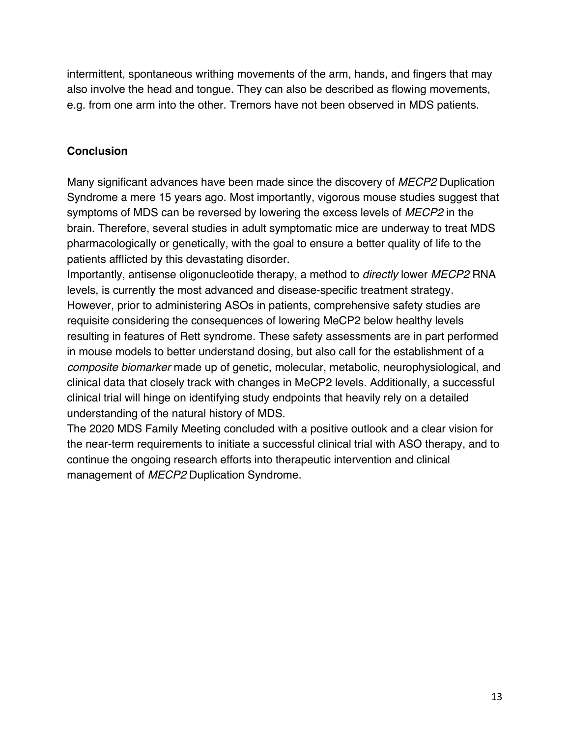intermittent, spontaneous writhing movements of the arm, hands, and fingers that may also involve the head and tongue. They can also be described as flowing movements, e.g. from one arm into the other. Tremors have not been observed in MDS patients.

## Conclusion

Many significant advances have been made since the discovery of *MECP2* Duplication Syndrome a mere 15 years ago. Most importantly, vigorous mouse studies suggest that symptoms of MDS can be reversed by lowering the excess levels of *MECP2* in the brain. Therefore, several studies in adult symptomatic mice are underway to treat MDS pharmacologically or genetically, with the goal to ensure a better quality of life to the patients afflicted by this devastating disorder.

Importantly, antisense oligonucleotide therapy, a method to *directly* lower *MECP2* RNA levels, is currently the most advanced and disease-specific treatment strategy. However, prior to administering ASOs in patients, comprehensive safety studies are requisite considering the consequences of lowering MeCP2 below healthy levels resulting in features of Rett syndrome. These safety assessments are in part performed in mouse models to better understand dosing, but also call for the establishment of a *composite biomarker* made up of genetic, molecular, metabolic, neurophysiological, and clinical data that closely track with changes in MeCP2 levels. Additionally, a successful clinical trial will hinge on identifying study endpoints that heavily rely on a detailed understanding of the natural history of MDS.

The 2020 MDS Family Meeting concluded with a positive outlook and a clear vision for the near-term requirements to initiate a successful clinical trial with ASO therapy, and to continue the ongoing research efforts into therapeutic intervention and clinical management of *MECP2* Duplication Syndrome.